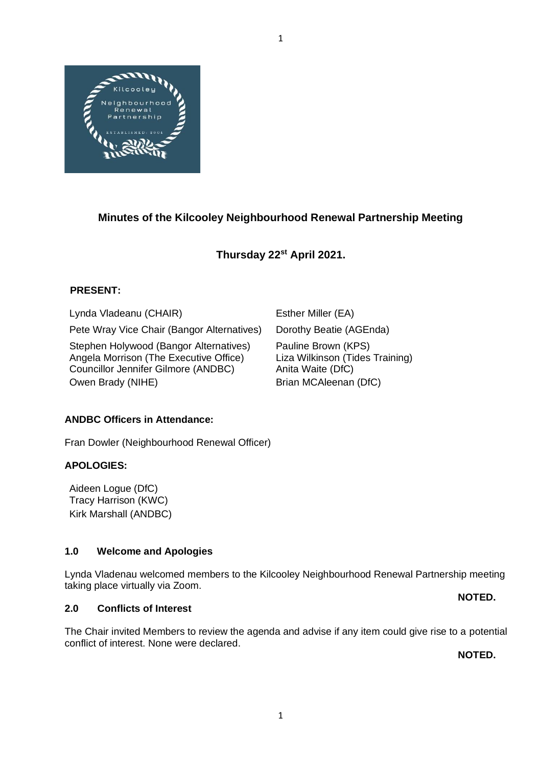# Minutes of the Kilcooley Neighbourhood Renewal Partnership Meeting

## Thursday 22st April 2021.

**PRESENT:**

Lynda Vladeanu (CHAIR)
Pete Wray Vice Chair (Bangor Alternatives)
Stephen Holywood (Bangor Alternatives)
Angela Morrison (The Executive Office)
Councillor Jennifer Gilmore (ANDBC)
Owen Brady (NIHE)
Esther Miller (EA)
Dorothy Beatie (AGEnda)
Pauline Brown (KPS)
Liza Wilkinson (Tides Training)
Anita Waite (DfC)
Brian MCAleenan (DfC)

**ANDBC Officers in Attendance:**

Fran Dowler (Neighbourhood Renewal Officer)

**APOLOGIES:**

Aideen Logue (DfC)
Tracy Harrison (KWC)
Kirk Marshall (ANDBC)

### 1.0 Welcome and Apologies

Lynda Vladenau welcomed members to the Kilcooley Neighbourhood Renewal Partnership meeting taking place virtually via Zoom.

**NOTED.**

### 2.0 Conflicts of Interest

The Chair invited Members to review the agenda and advise if any item could give rise to a potential conflict of interest. None were declared.

**NOTED.**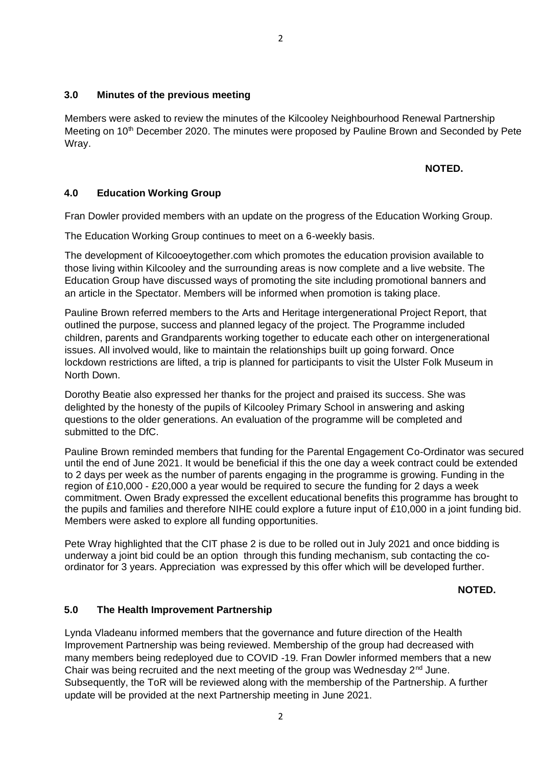## 3.0 Minutes of the previous meeting

Members were asked to review the minutes of the Kilcooley Neighbourhood Renewal Partnership Meeting on 10th December 2020. The minutes were proposed by Pauline Brown and Seconded by Pete Wray.

**NOTED.**

## 4.0 Education Working Group

Fran Dowler provided members with an update on the progress of the Education Working Group.

The Education Working Group continues to meet on a 6-weekly basis.

The development of Kilcooeytogether.com which promotes the education provision available to those living within Kilcooley and the surrounding areas is now complete and a live website. The Education Group have discussed ways of promoting the site including promotional banners and an article in the Spectator. Members will be informed when promotion is taking place.

Pauline Brown referred members to the Arts and Heritage intergenerational Project Report, that outlined the purpose, success and planned legacy of the project. The Programme included children, parents and Grandparents working together to educate each other on intergenerational issues. All involved would, like to maintain the relationships built up going forward. Once lockdown restrictions are lifted, a trip is planned for participants to visit the Ulster Folk Museum in North Down.

Dorothy Beatie also expressed her thanks for the project and praised its success. She was delighted by the honesty of the pupils of Kilcooley Primary School in answering and asking questions to the older generations. An evaluation of the programme will be completed and submitted to the DfC.

Pauline Brown reminded members that funding for the Parental Engagement Co-Ordinator was secured until the end of June 2021. It would be beneficial if this the one day a week contract could be extended to 2 days per week as the number of parents engaging in the programme is growing. Funding in the region of £10,000 - £20,000 a year would be required to secure the funding for 2 days a week commitment. Owen Brady expressed the excellent educational benefits this programme has brought to the pupils and families and therefore NIHE could explore a future input of £10,000 in a joint funding bid. Members were asked to explore all funding opportunities.

Pete Wray highlighted that the CIT phase 2 is due to be rolled out in July 2021 and once bidding is underway a joint bid could be an option through this funding mechanism, sub contacting the co-ordinator for 3 years. Appreciation was expressed by this offer which will be developed further.

**NOTED.**

## 5.0 The Health Improvement Partnership

Lynda Vladeanu informed members that the governance and future direction of the Health Improvement Partnership was being reviewed. Membership of the group had decreased with many members being redeployed due to COVID -19. Fran Dowler informed members that a new Chair was being recruited and the next meeting of the group was Wednesday 2nd June. Subsequently, the ToR will be reviewed along with the membership of the Partnership. A further update will be provided at the next Partnership meeting in June 2021.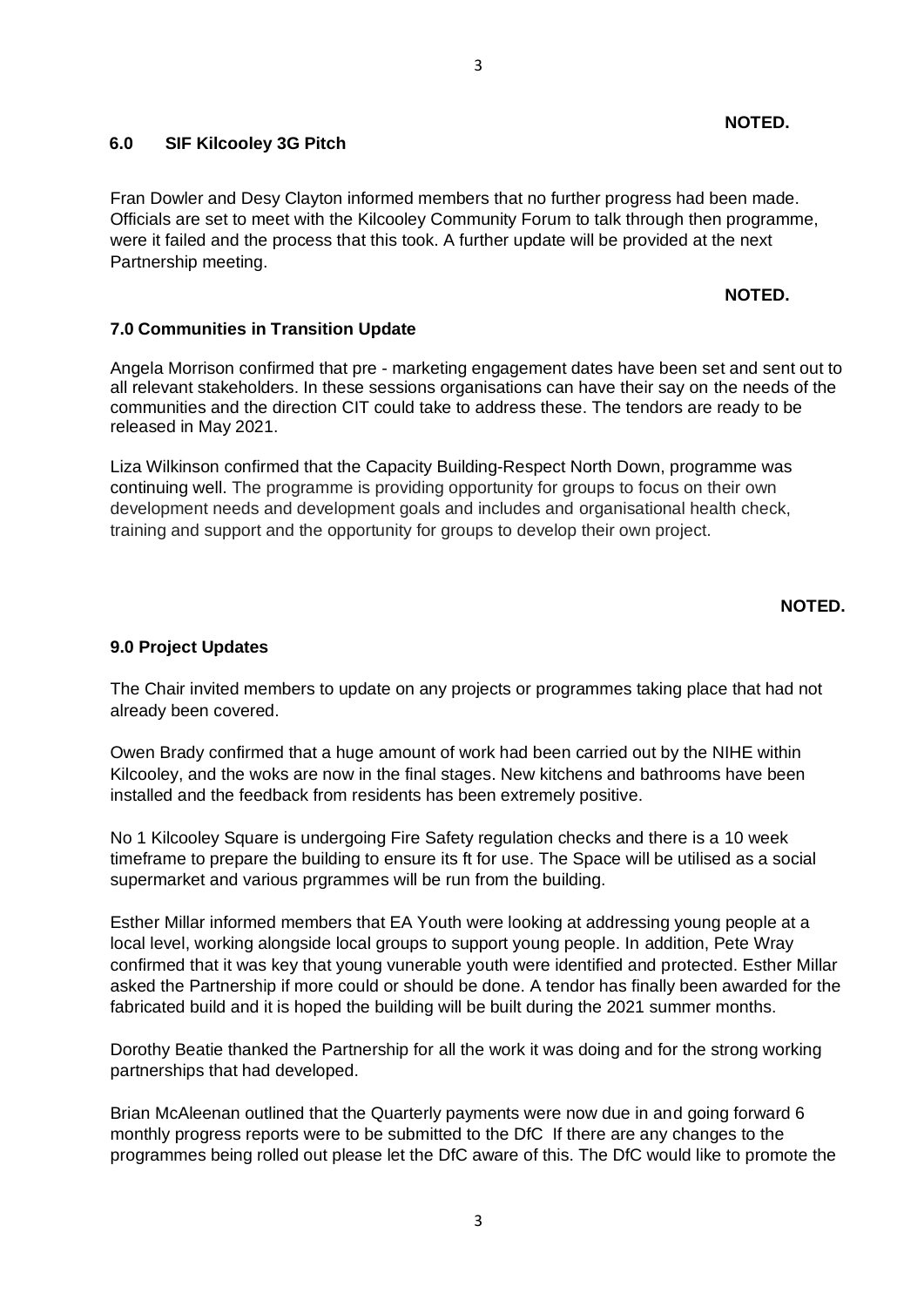**NOTED.**

## 6.0 SIF Kilcooley 3G Pitch

Fran Dowler and Desy Clayton informed members that no further progress had been made. Officials are set to meet with the Kilcooley Community Forum to talk through then programme, were it failed and the process that this took. A further update will be provided at the next Partnership meeting.

**NOTED.**

## 7.0 Communities in Transition Update

Angela Morrison confirmed that pre - marketing engagement dates have been set and sent out to all relevant stakeholders. In these sessions organisations can have their say on the needs of the communities and the direction CIT could take to address these. The tendors are ready to be released in May 2021.

Liza Wilkinson confirmed that the Capacity Building-Respect North Down, programme was continuing well. The programme is providing opportunity for groups to focus on their own development needs and development goals and includes and organisational health check, training and support and the opportunity for groups to develop their own project.

**NOTED.**

## 9.0 Project Updates

The Chair invited members to update on any projects or programmes taking place that had not already been covered.

Owen Brady confirmed that a huge amount of work had been carried out by the NIHE within Kilcooley, and the woks are now in the final stages. New kitchens and bathrooms have been installed and the feedback from residents has been extremely positive.

No 1 Kilcooley Square is undergoing Fire Safety regulation checks and there is a 10 week timeframe to prepare the building to ensure its ft for use. The Space will be utilised as a social supermarket and various prgrammes will be run from the building.

Esther Millar informed members that EA Youth were looking at addressing young people at a local level, working alongside local groups to support young people. In addition, Pete Wray confirmed that it was key that young vunerable youth were identified and protected. Esther Millar asked the Partnership if more could or should be done. A tendor has finally been awarded for the fabricated build and it is hoped the building will be built during the 2021 summer months.

Dorothy Beatie thanked the Partnership for all the work it was doing and for the strong working partnerships that had developed.

Brian McAleenan outlined that the Quarterly payments were now due in and going forward 6 monthly progress reports were to be submitted to the DfC If there are any changes to the programmes being rolled out please let the DfC aware of this. The DfC would like to promote the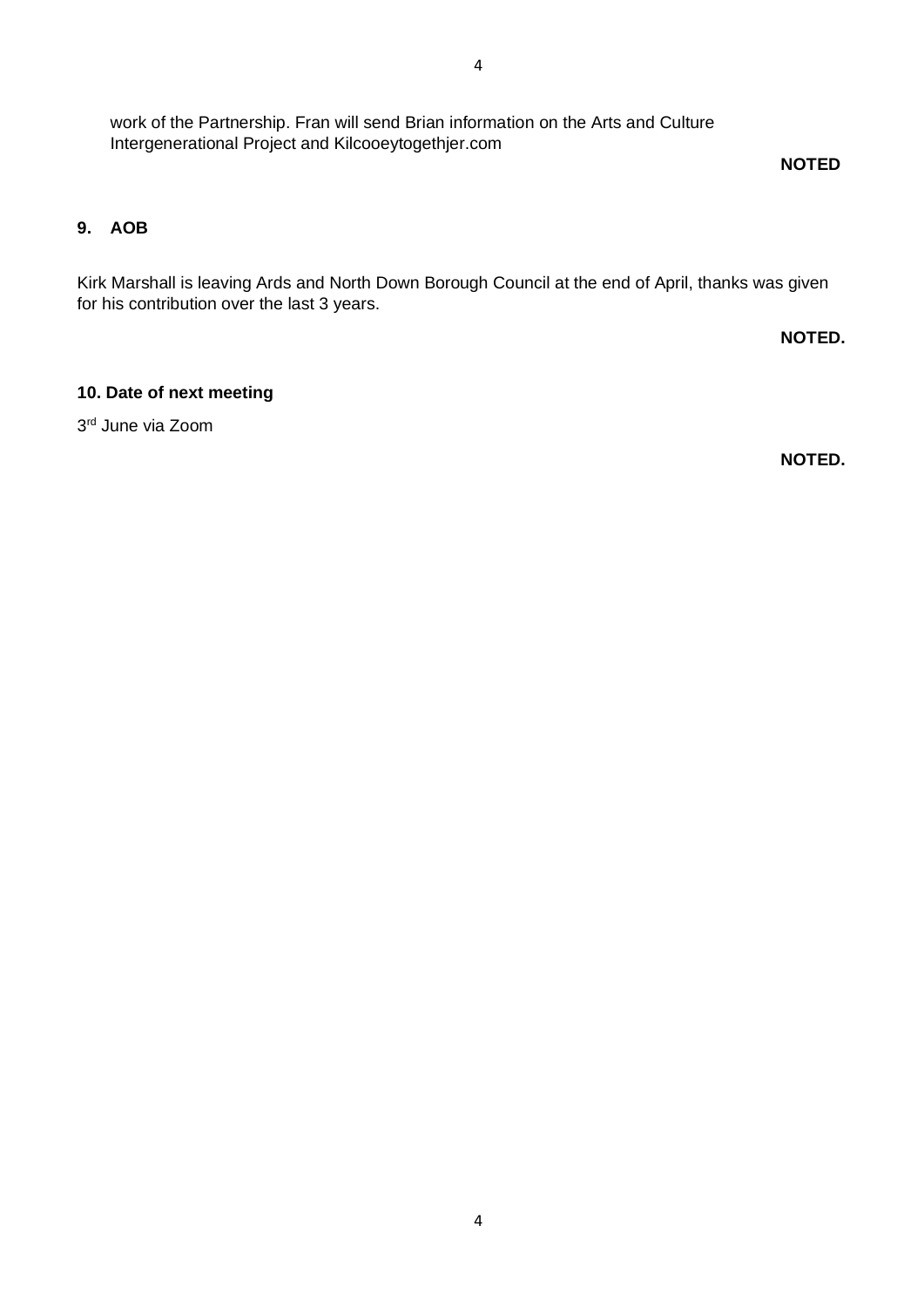work of the Partnership. Fran will send Brian information on the Arts and Culture Intergenerational Project and Kilcooeytogethjer.com

**NOTED**

**9. AOB**

Kirk Marshall is leaving Ards and North Down Borough Council at the end of April, thanks was given for his contribution over the last 3 years.

**NOTED.**

**10. Date of next meeting**

3rd June via Zoom

**NOTED.**